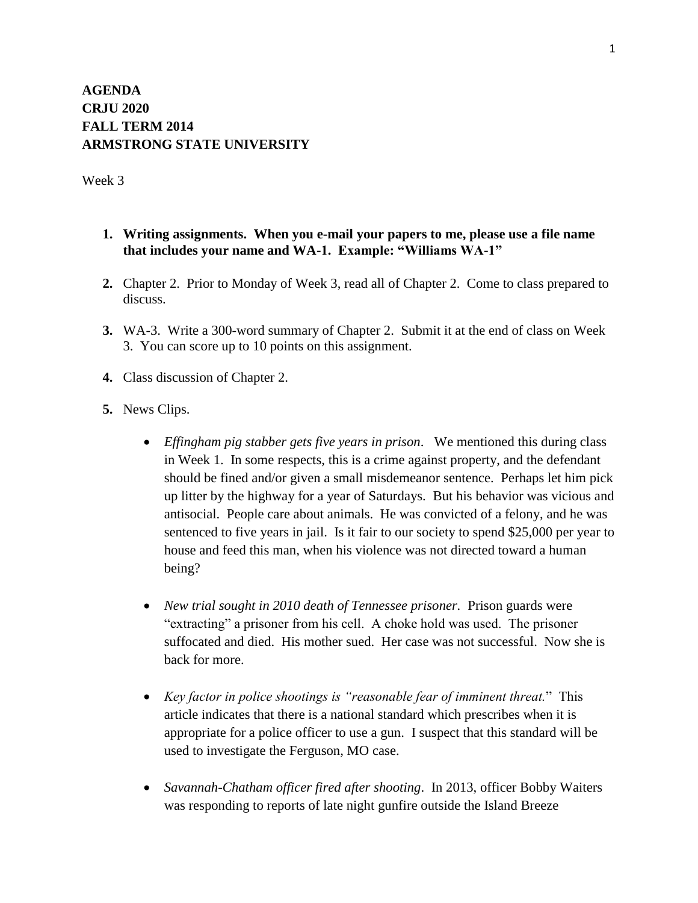**AGENDA**
**CRJU 2020**
**FALL TERM 2014**
**ARMSTRONG STATE UNIVERSITY**

Week 3

1. **Writing assignments. When you e-mail your papers to me, please use a file name that includes your name and WA-1. Example: "Williams WA-1"**

2. Chapter 2. Prior to Monday of Week 3, read all of Chapter 2. Come to class prepared to discuss.

3. WA-3. Write a 300-word summary of Chapter 2. Submit it at the end of class on Week 3. You can score up to 10 points on this assignment.

4. Class discussion of Chapter 2.

5. News Clips.

   - *Effingham pig stabber gets five years in prison*. We mentioned this during class in Week 1. In some respects, this is a crime against property, and the defendant should be fined and/or given a small misdemeanor sentence. Perhaps let him pick up litter by the highway for a year of Saturdays. But his behavior was vicious and antisocial. People care about animals. He was convicted of a felony, and he was sentenced to five years in jail. Is it fair to our society to spend $25,000 per year to house and feed this man, when his violence was not directed toward a human being?

   - *New trial sought in 2010 death of Tennessee prisoner.* Prison guards were "extracting" a prisoner from his cell. A choke hold was used. The prisoner suffocated and died. His mother sued. Her case was not successful. Now she is back for more.

   - *Key factor in police shootings is "reasonable fear of imminent threat.*" This article indicates that there is a national standard which prescribes when it is appropriate for a police officer to use a gun. I suspect that this standard will be used to investigate the Ferguson, MO case.

   - *Savannah-Chatham officer fired after shooting*. In 2013, officer Bobby Waiters was responding to reports of late night gunfire outside the Island Breeze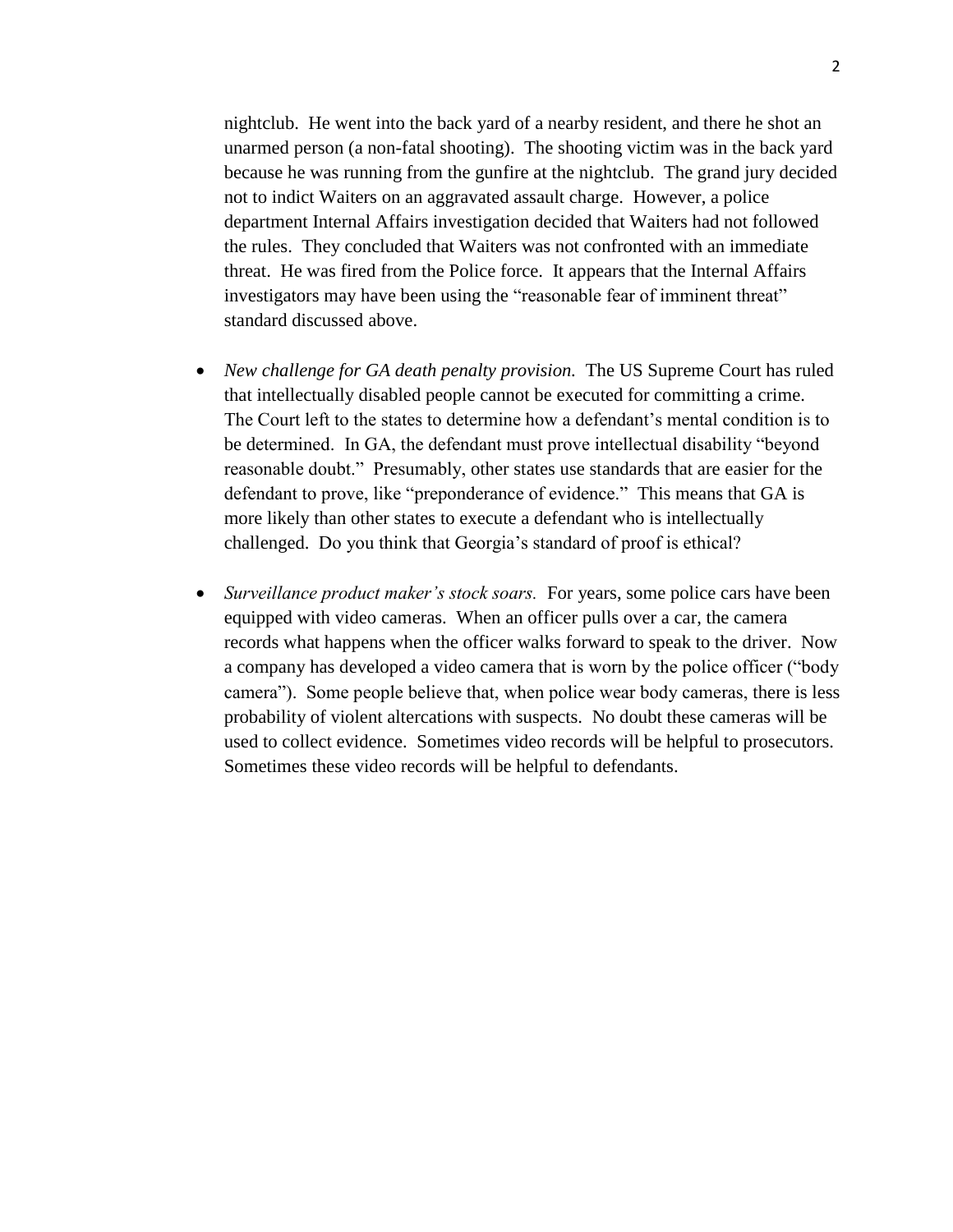nightclub. He went into the back yard of a nearby resident, and there he shot an unarmed person (a non-fatal shooting). The shooting victim was in the back yard because he was running from the gunfire at the nightclub. The grand jury decided not to indict Waiters on an aggravated assault charge. However, a police department Internal Affairs investigation decided that Waiters had not followed the rules. They concluded that Waiters was not confronted with an immediate threat. He was fired from the Police force. It appears that the Internal Affairs investigators may have been using the "reasonable fear of imminent threat" standard discussed above.

- *New challenge for GA death penalty provision.* The US Supreme Court has ruled that intellectually disabled people cannot be executed for committing a crime. The Court left to the states to determine how a defendant's mental condition is to be determined. In GA, the defendant must prove intellectual disability "beyond reasonable doubt." Presumably, other states use standards that are easier for the defendant to prove, like "preponderance of evidence." This means that GA is more likely than other states to execute a defendant who is intellectually challenged. Do you think that Georgia's standard of proof is ethical?

- *Surveillance product maker's stock soars.* For years, some police cars have been equipped with video cameras. When an officer pulls over a car, the camera records what happens when the officer walks forward to speak to the driver. Now a company has developed a video camera that is worn by the police officer ("body camera"). Some people believe that, when police wear body cameras, there is less probability of violent altercations with suspects. No doubt these cameras will be used to collect evidence. Sometimes video records will be helpful to prosecutors. Sometimes these video records will be helpful to defendants.